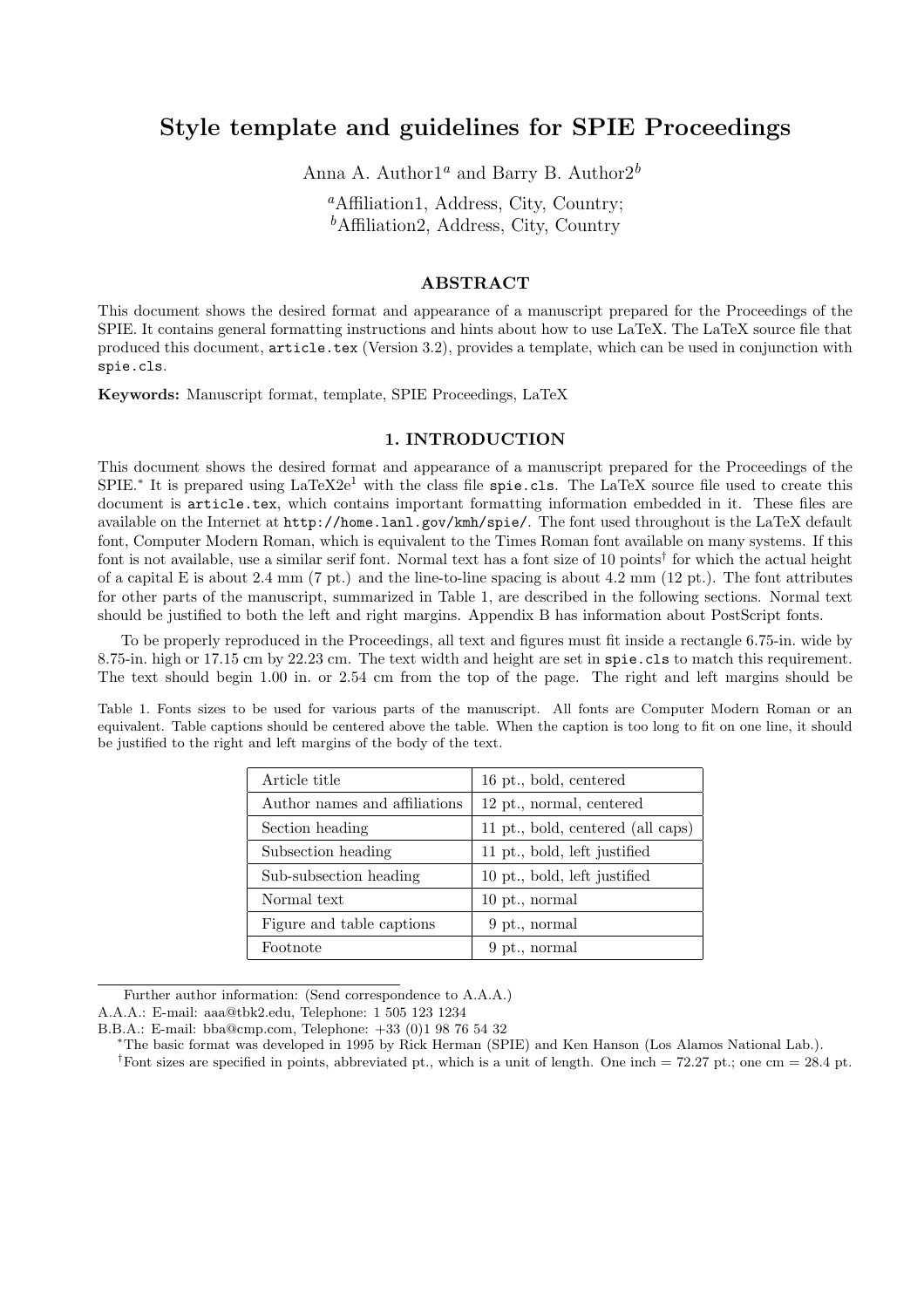# Style template and guidelines for SPIE Proceedings

Anna A. Author1[a] and Barry B. Author2[b]

[a]Affiliation1, Address, City, Country;
[b]Affiliation2, Address, City, Country

## ABSTRACT

This document shows the desired format and appearance of a manuscript prepared for the Proceedings of the SPIE. It contains general formatting instructions and hints about how to use LaTeX. The LaTeX source file that produced this document, `article.tex` (Version 3.2), provides a template, which can be used in conjunction with `spie.cls`.

**Keywords:** Manuscript format, template, SPIE Proceedings, LaTeX

## 1. INTRODUCTION

This document shows the desired format and appearance of a manuscript prepared for the Proceedings of the SPIE.[*] It is prepared using LaTeX2e[1] with the class file `spie.cls`. The LaTeX source file used to create this document is `article.tex`, which contains important formatting information embedded in it. These files are available on the Internet at `http://home.lanl.gov/kmh/spie/`. The font used throughout is the LaTeX default font, Computer Modern Roman, which is equivalent to the Times Roman font available on many systems. If this font is not available, use a similar serif font. Normal text has a font size of 10 points[†] for which the actual height of a capital E is about 2.4 mm (7 pt.) and the line-to-line spacing is about 4.2 mm (12 pt.). The font attributes for other parts of the manuscript, summarized in Table 1, are described in the following sections. Normal text should be justified to both the left and right margins. Appendix B has information about PostScript fonts.

To be properly reproduced in the Proceedings, all text and figures must fit inside a rectangle 6.75-in. wide by 8.75-in. high or 17.15 cm by 22.23 cm. The text width and height are set in `spie.cls` to match this requirement. The text should begin 1.00 in. or 2.54 cm from the top of the page. The right and left margins should be

Table 1. Fonts sizes to be used for various parts of the manuscript. All fonts are Computer Modern Roman or an equivalent. Table captions should be centered above the table. When the caption is too long to fit on one line, it should be justified to the right and left margins of the body of the text.

| | |
|---|---|
| Article title | 16 pt., bold, centered |
| Author names and affiliations | 12 pt., normal, centered |
| Section heading | 11 pt., bold, centered (all caps) |
| Subsection heading | 11 pt., bold, left justified |
| Sub-subsection heading | 10 pt., bold, left justified |
| Normal text | 10 pt., normal |
| Figure and table captions | 9 pt., normal |
| Footnote | 9 pt., normal |

Further author information: (Send correspondence to A.A.A.)
A.A.A.: E-mail: aaa@tbk2.edu, Telephone: 1 505 123 1234
B.B.A.: E-mail: bba@cmp.com, Telephone: +33 (0)1 98 76 54 32

[*]The basic format was developed in 1995 by Rick Herman (SPIE) and Ken Hanson (Los Alamos National Lab.).

[†]Font sizes are specified in points, abbreviated pt., which is a unit of length. One inch = 72.27 pt.; one cm = 28.4 pt.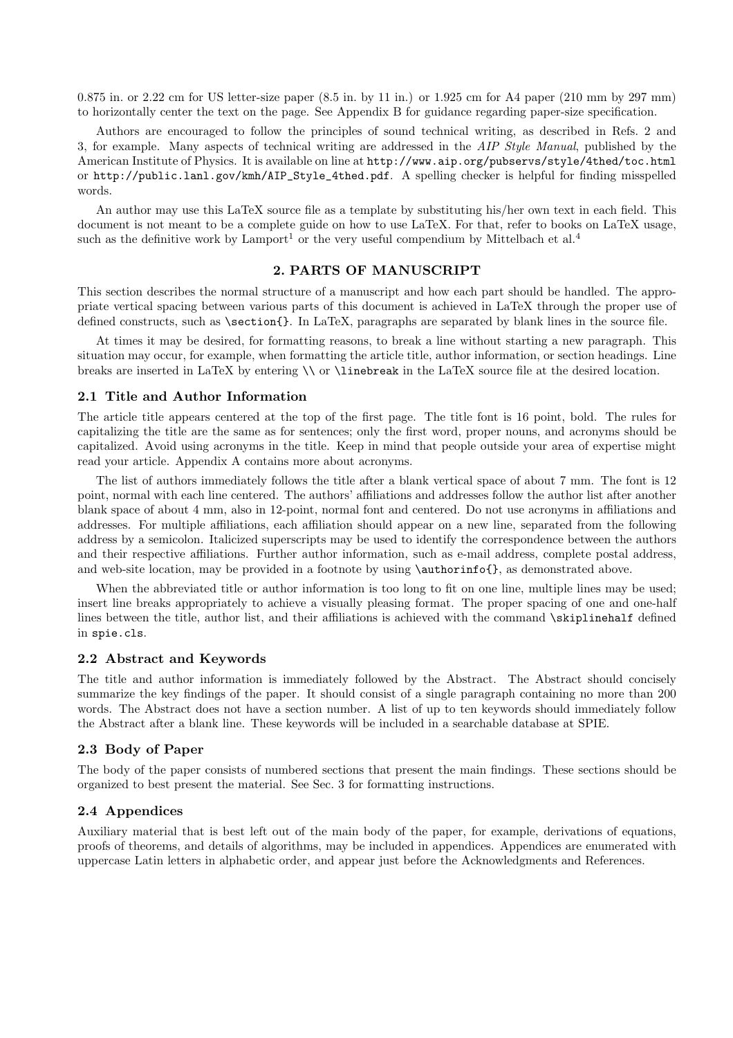0.875 in. or 2.22 cm for US letter-size paper (8.5 in. by 11 in.) or 1.925 cm for A4 paper (210 mm by 297 mm) to horizontally center the text on the page. See Appendix B for guidance regarding paper-size specification.

Authors are encouraged to follow the principles of sound technical writing, as described in Refs. 2 and 3, for example. Many aspects of technical writing are addressed in the *AIP Style Manual*, published by the American Institute of Physics. It is available on line at `http://www.aip.org/pubservs/style/4thed/toc.html` or `http://public.lanl.gov/kmh/AIP_Style_4thed.pdf`. A spelling checker is helpful for finding misspelled words.

An author may use this LaTeX source file as a template by substituting his/her own text in each field. This document is not meant to be a complete guide on how to use LaTeX. For that, refer to books on LaTeX usage, such as the definitive work by Lamport[1] or the very useful compendium by Mittelbach et al.[4]

## 2. PARTS OF MANUSCRIPT

This section describes the normal structure of a manuscript and how each part should be handled. The appropriate vertical spacing between various parts of this document is achieved in LaTeX through the proper use of defined constructs, such as `\section{}`. In LaTeX, paragraphs are separated by blank lines in the source file.

At times it may be desired, for formatting reasons, to break a line without starting a new paragraph. This situation may occur, for example, when formatting the article title, author information, or section headings. Line breaks are inserted in LaTeX by entering `\\` or `\linebreak` in the LaTeX source file at the desired location.

### 2.1 Title and Author Information

The article title appears centered at the top of the first page. The title font is 16 point, bold. The rules for capitalizing the title are the same as for sentences; only the first word, proper nouns, and acronyms should be capitalized. Avoid using acronyms in the title. Keep in mind that people outside your area of expertise might read your article. Appendix A contains more about acronyms.

The list of authors immediately follows the title after a blank vertical space of about 7 mm. The font is 12 point, normal with each line centered. The authors' affiliations and addresses follow the author list after another blank space of about 4 mm, also in 12-point, normal font and centered. Do not use acronyms in affiliations and addresses. For multiple affiliations, each affiliation should appear on a new line, separated from the following address by a semicolon. Italicized superscripts may be used to identify the correspondence between the authors and their respective affiliations. Further author information, such as e-mail address, complete postal address, and web-site location, may be provided in a footnote by using `\authorinfo{}`, as demonstrated above.

When the abbreviated title or author information is too long to fit on one line, multiple lines may be used; insert line breaks appropriately to achieve a visually pleasing format. The proper spacing of one and one-half lines between the title, author list, and their affiliations is achieved with the command `\skiplinehalf` defined in `spie.cls`.

### 2.2 Abstract and Keywords

The title and author information is immediately followed by the Abstract. The Abstract should concisely summarize the key findings of the paper. It should consist of a single paragraph containing no more than 200 words. The Abstract does not have a section number. A list of up to ten keywords should immediately follow the Abstract after a blank line. These keywords will be included in a searchable database at SPIE.

### 2.3 Body of Paper

The body of the paper consists of numbered sections that present the main findings. These sections should be organized to best present the material. See Sec. 3 for formatting instructions.

### 2.4 Appendices

Auxiliary material that is best left out of the main body of the paper, for example, derivations of equations, proofs of theorems, and details of algorithms, may be included in appendices. Appendices are enumerated with uppercase Latin letters in alphabetic order, and appear just before the Acknowledgments and References.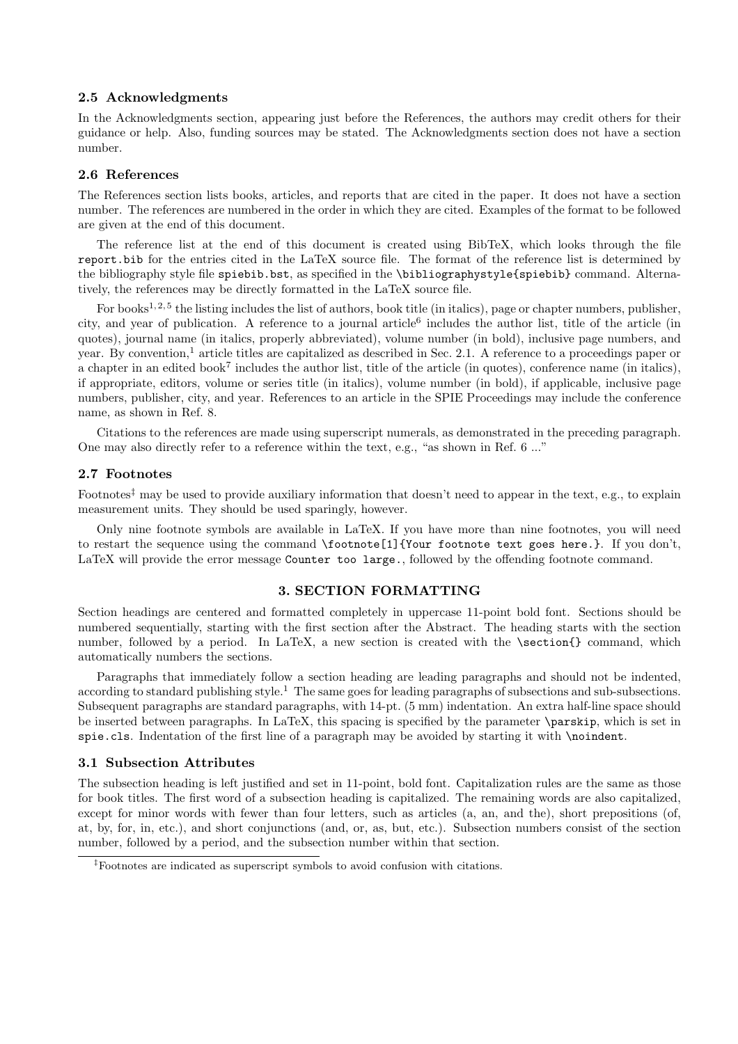### 2.5 Acknowledgments

In the Acknowledgments section, appearing just before the References, the authors may credit others for their guidance or help. Also, funding sources may be stated. The Acknowledgments section does not have a section number.

### 2.6 References

The References section lists books, articles, and reports that are cited in the paper. It does not have a section number. The references are numbered in the order in which they are cited. Examples of the format to be followed are given at the end of this document.

The reference list at the end of this document is created using BibTeX, which looks through the file `report.bib` for the entries cited in the LaTeX source file. The format of the reference list is determined by the bibliography style file `spiebib.bst`, as specified in the `\bibliographystyle{spiebib}` command. Alternatively, the references may be directly formatted in the LaTeX source file.

For books[1,2,5] the listing includes the list of authors, book title (in italics), page or chapter numbers, publisher, city, and year of publication. A reference to a journal article[6] includes the author list, title of the article (in quotes), journal name (in italics, properly abbreviated), volume number (in bold), inclusive page numbers, and year. By convention,[1] article titles are capitalized as described in Sec. 2.1. A reference to a proceedings paper or a chapter in an edited book[7] includes the author list, title of the article (in quotes), conference name (in italics), if appropriate, editors, volume or series title (in italics), volume number (in bold), if applicable, inclusive page numbers, publisher, city, and year. References to an article in the SPIE Proceedings may include the conference name, as shown in Ref. 8.

Citations to the references are made using superscript numerals, as demonstrated in the preceding paragraph. One may also directly refer to a reference within the text, e.g., "as shown in Ref. 6 ..."

### 2.7 Footnotes

Footnotes[‡] may be used to provide auxiliary information that doesn't need to appear in the text, e.g., to explain measurement units. They should be used sparingly, however.

Only nine footnote symbols are available in LaTeX. If you have more than nine footnotes, you will need to restart the sequence using the command `\footnote[1]{Your footnote text goes here.}`. If you don't, LaTeX will provide the error message `Counter too large.`, followed by the offending footnote command.

## 3. SECTION FORMATTING

Section headings are centered and formatted completely in uppercase 11-point bold font. Sections should be numbered sequentially, starting with the first section after the Abstract. The heading starts with the section number, followed by a period. In LaTeX, a new section is created with the `\section{}` command, which automatically numbers the sections.

Paragraphs that immediately follow a section heading are leading paragraphs and should not be indented, according to standard publishing style.[1] The same goes for leading paragraphs of subsections and sub-subsections. Subsequent paragraphs are standard paragraphs, with 14-pt. (5 mm) indentation. An extra half-line space should be inserted between paragraphs. In LaTeX, this spacing is specified by the parameter `\parskip`, which is set in `spie.cls`. Indentation of the first line of a paragraph may be avoided by starting it with `\noindent`.

### 3.1 Subsection Attributes

The subsection heading is left justified and set in 11-point, bold font. Capitalization rules are the same as those for book titles. The first word of a subsection heading is capitalized. The remaining words are also capitalized, except for minor words with fewer than four letters, such as articles (a, an, and the), short prepositions (of, at, by, for, in, etc.), and short conjunctions (and, or, as, but, etc.). Subsection numbers consist of the section number, followed by a period, and the subsection number within that section.

[‡]Footnotes are indicated as superscript symbols to avoid confusion with citations.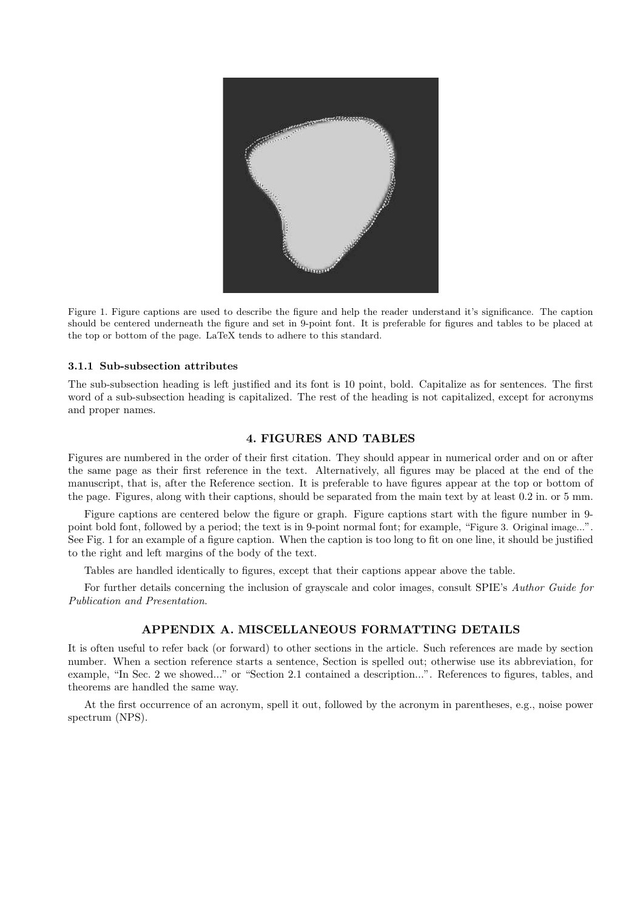Figure 1. Figure captions are used to describe the figure and help the reader understand it's significance. The caption should be centered underneath the figure and set in 9-point font. It is preferable for figures and tables to be placed at the top or bottom of the page. LaTeX tends to adhere to this standard.

#### 3.1.1 Sub-subsection attributes

The sub-subsection heading is left justified and its font is 10 point, bold. Capitalize as for sentences. The first word of a sub-subsection heading is capitalized. The rest of the heading is not capitalized, except for acronyms and proper names.

## 4. FIGURES AND TABLES

Figures are numbered in the order of their first citation. They should appear in numerical order and on or after the same page as their first reference in the text. Alternatively, all figures may be placed at the end of the manuscript, that is, after the Reference section. It is preferable to have figures appear at the top or bottom of the page. Figures, along with their captions, should be separated from the main text by at least 0.2 in. or 5 mm.

Figure captions are centered below the figure or graph. Figure captions start with the figure number in 9-point bold font, followed by a period; the text is in 9-point normal font; for example, "Figure 3. Original image...". See Fig. 1 for an example of a figure caption. When the caption is too long to fit on one line, it should be justified to the right and left margins of the body of the text.

Tables are handled identically to figures, except that their captions appear above the table.

For further details concerning the inclusion of grayscale and color images, consult SPIE's *Author Guide for Publication and Presentation*.

## APPENDIX A. MISCELLANEOUS FORMATTING DETAILS

It is often useful to refer back (or forward) to other sections in the article. Such references are made by section number. When a section reference starts a sentence, Section is spelled out; otherwise use its abbreviation, for example, "In Sec. 2 we showed..." or "Section 2.1 contained a description...". References to figures, tables, and theorems are handled the same way.

At the first occurrence of an acronym, spell it out, followed by the acronym in parentheses, e.g., noise power spectrum (NPS).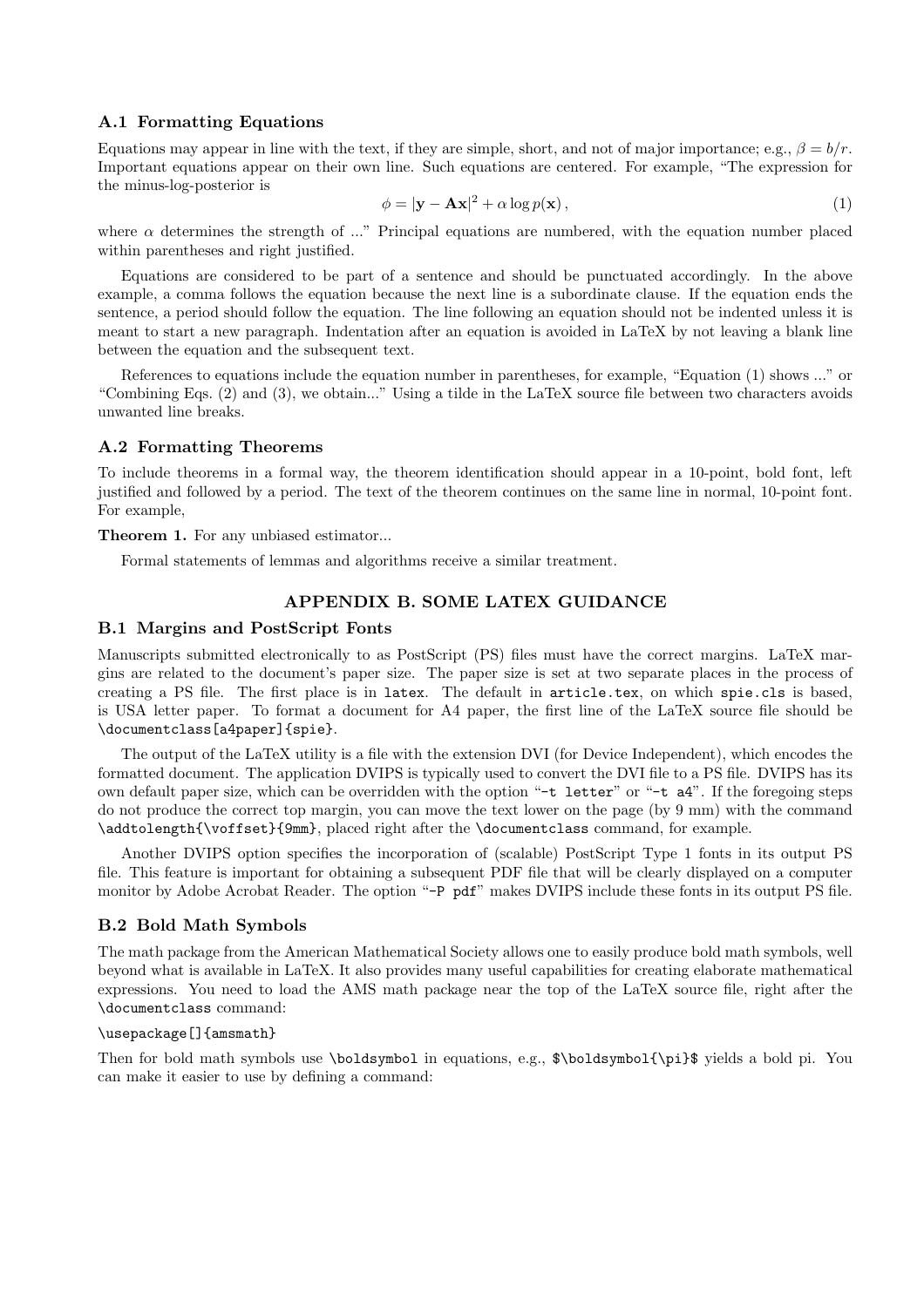### A.1 Formatting Equations

Equations may appear in line with the text, if they are simple, short, and not of major importance; e.g., $\beta = b/r$. Important equations appear on their own line. Such equations are centered. For example, "The expression for the minus-log-posterior is

$$\phi = |\mathbf{y} - \mathbf{A}\mathbf{x}|^2 + \alpha \log p(\mathbf{x}) \,, \tag{1}$$

where $\alpha$ determines the strength of ..." Principal equations are numbered, with the equation number placed within parentheses and right justified.

Equations are considered to be part of a sentence and should be punctuated accordingly. In the above example, a comma follows the equation because the next line is a subordinate clause. If the equation ends the sentence, a period should follow the equation. The line following an equation should not be indented unless it is meant to start a new paragraph. Indentation after an equation is avoided in LaTeX by not leaving a blank line between the equation and the subsequent text.

References to equations include the equation number in parentheses, for example, "Equation (1) shows ..." or "Combining Eqs. (2) and (3), we obtain..." Using a tilde in the LaTeX source file between two characters avoids unwanted line breaks.

### A.2 Formatting Theorems

To include theorems in a formal way, the theorem identification should appear in a 10-point, bold font, left justified and followed by a period. The text of the theorem continues on the same line in normal, 10-point font. For example,

**Theorem 1.** For any unbiased estimator...

Formal statements of lemmas and algorithms receive a similar treatment.

## APPENDIX B. SOME LATEX GUIDANCE

### B.1 Margins and PostScript Fonts

Manuscripts submitted electronically to as PostScript (PS) files must have the correct margins. LaTeX margins are related to the document's paper size. The paper size is set at two separate places in the process of creating a PS file. The first place is in `latex`. The default in `article.tex`, on which `spie.cls` is based, is USA letter paper. To format a document for A4 paper, the first line of the LaTeX source file should be `\documentclass[a4paper]{spie}`.

The output of the LaTeX utility is a file with the extension DVI (for Device Independent), which encodes the formatted document. The application DVIPS is typically used to convert the DVI file to a PS file. DVIPS has its own default paper size, which can be overridden with the option "`-t letter`" or "`-t a4`". If the foregoing steps do not produce the correct top margin, you can move the text lower on the page (by 9 mm) with the command `\addtolength{\voffset}{9mm}`, placed right after the `\documentclass` command, for example.

Another DVIPS option specifies the incorporation of (scalable) PostScript Type 1 fonts in its output PS file. This feature is important for obtaining a subsequent PDF file that will be clearly displayed on a computer monitor by Adobe Acrobat Reader. The option "`-P pdf`" makes DVIPS include these fonts in its output PS file.

### B.2 Bold Math Symbols

The math package from the American Mathematical Society allows one to easily produce bold math symbols, well beyond what is available in LaTeX. It also provides many useful capabilities for creating elaborate mathematical expressions. You need to load the AMS math package near the top of the LaTeX source file, right after the `\documentclass` command:

```
\usepackage[]{amsmath}
```

Then for bold math symbols use `\boldsymbol` in equations, e.g., `$\boldsymbol{\pi}$` yields a bold pi. You can make it easier to use by defining a command: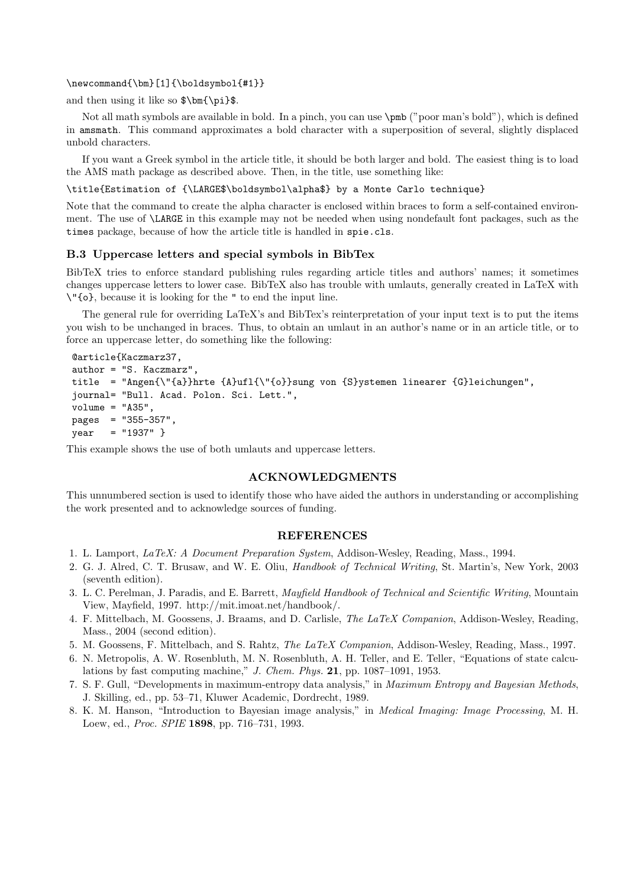```
\newcommand{\bm}[1]{\boldsymbol{#1}}
```

and then using it like so `$\bm{\pi}$`.

Not all math symbols are available in bold. In a pinch, you can use `\pmb` ("poor man's bold"), which is defined in `amsmath`. This command approximates a bold character with a superposition of several, slightly displaced unbold characters.

If you want a Greek symbol in the article title, it should be both larger and bold. The easiest thing is to load the AMS math package as described above. Then, in the title, use something like:

```
\title{Estimation of {\LARGE$\boldsymbol\alpha$} by a Monte Carlo technique}
```

Note that the command to create the alpha character is enclosed within braces to form a self-contained environment. The use of `\LARGE` in this example may not be needed when using nondefault font packages, such as the `times` package, because of how the article title is handled in `spie.cls`.

### B.3 Uppercase letters and special symbols in BibTex

BibTeX tries to enforce standard publishing rules regarding article titles and authors' names; it sometimes changes uppercase letters to lower case. BibTeX also has trouble with umlauts, generally created in LaTeX with `\"{o}`, because it is looking for the `"` to end the input line.

The general rule for overriding LaTeX's and BibTex's reinterpretation of your input text is to put the items you wish to be unchanged in braces. Thus, to obtain an umlaut in an author's name or in an article title, or to force an uppercase letter, do something like the following:

```
@article{Kaczmarz37,
author = "S. Kaczmarz",
title  = "Angen{\"{a}}hrte {A}ufl{\"{o}}sung von {S}ystemen linearer {G}leichungen",
journal= "Bull. Acad. Polon. Sci. Lett.",
volume = "A35",
pages  = "355-357",
year   = "1937" }
```

This example shows the use of both umlauts and uppercase letters.

## ACKNOWLEDGMENTS

This unnumbered section is used to identify those who have aided the authors in understanding or accomplishing the work presented and to acknowledge sources of funding.

## REFERENCES

1. L. Lamport, *LaTeX: A Document Preparation System*, Addison-Wesley, Reading, Mass., 1994.
2. G. J. Alred, C. T. Brusaw, and W. E. Oliu, *Handbook of Technical Writing*, St. Martin's, New York, 2003 (seventh edition).
3. L. C. Perelman, J. Paradis, and E. Barrett, *Mayfield Handbook of Technical and Scientific Writing*, Mountain View, Mayfield, 1997. http://mit.imoat.net/handbook/.
4. F. Mittelbach, M. Goossens, J. Braams, and D. Carlisle, *The LaTeX Companion*, Addison-Wesley, Reading, Mass., 2004 (second edition).
5. M. Goossens, F. Mittelbach, and S. Rahtz, *The LaTeX Companion*, Addison-Wesley, Reading, Mass., 1997.
6. N. Metropolis, A. W. Rosenbluth, M. N. Rosenbluth, A. H. Teller, and E. Teller, "Equations of state calculations by fast computing machine," *J. Chem. Phys.* **21**, pp. 1087–1091, 1953.
7. S. F. Gull, "Developments in maximum-entropy data analysis," in *Maximum Entropy and Bayesian Methods*, J. Skilling, ed., pp. 53–71, Kluwer Academic, Dordrecht, 1989.
8. K. M. Hanson, "Introduction to Bayesian image analysis," in *Medical Imaging: Image Processing*, M. H. Loew, ed., *Proc. SPIE* **1898**, pp. 716–731, 1993.